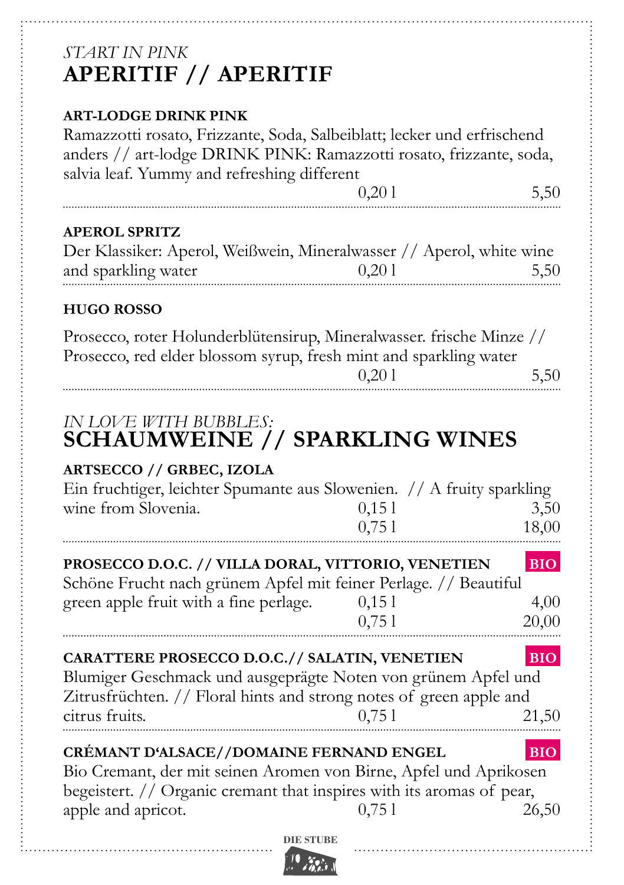*START IN PINK*
# APERITIF // APERITIF

**ART-LODGE DRINK PINK**
Ramazzotti rosato, Frizzante, Soda, Salbeiblatt; lecker und erfrischend anders // art-lodge DRINK PINK: Ramazzotti rosato, frizzante, soda, salvia leaf. Yummy and refreshing different
0,20 l — 5,50

**APEROL SPRITZ**
Der Klassiker: Aperol, Weißwein, Mineralwasser // Aperol, white wine and sparkling water
0,20 l — 5,50

**HUGO ROSSO**

Prosecco, roter Holunderblütensirup, Mineralwasser. frische Minze // Prosecco, red elder blossom syrup, fresh mint and sparkling water
0,20 l — 5,50

*IN LOVE WITH BUBBLES:*
# SCHAUMWEINE // SPARKLING WINES

**ARTSECCO // GRBEC, IZOLA**
Ein fruchtiger, leichter Spumante aus Slowenien. // A fruity sparkling wine from Slovenia.
0,15 l — 3,50
0,75 l — 18,00

**PROSECCO D.O.C. // VILLA DORAL, VITTORIO, VENETIEN** BIO
Schöne Frucht nach grünem Apfel mit feiner Perlage. // Beautiful green apple fruit with a fine perlage.
0,15 l — 4,00
0,75 l — 20,00

**CARATTERE PROSECCO D.O.C.// SALATIN, VENETIEN** BIO
Blumiger Geschmack und ausgeprägte Noten von grünem Apfel und Zitrusfrüchten. // Floral hints and strong notes of green apple and citrus fruits.
0,75 l — 21,50

**CRÉMANT D'ALSACE//DOMAINE FERNAND ENGEL** BIO
Bio Cremant, der mit seinen Aromen von Birne, Apfel und Aprikosen begeistert. // Organic cremant that inspires with its aromas of pear, apple and apricot.
0,75 l — 26,50

DIE STUBE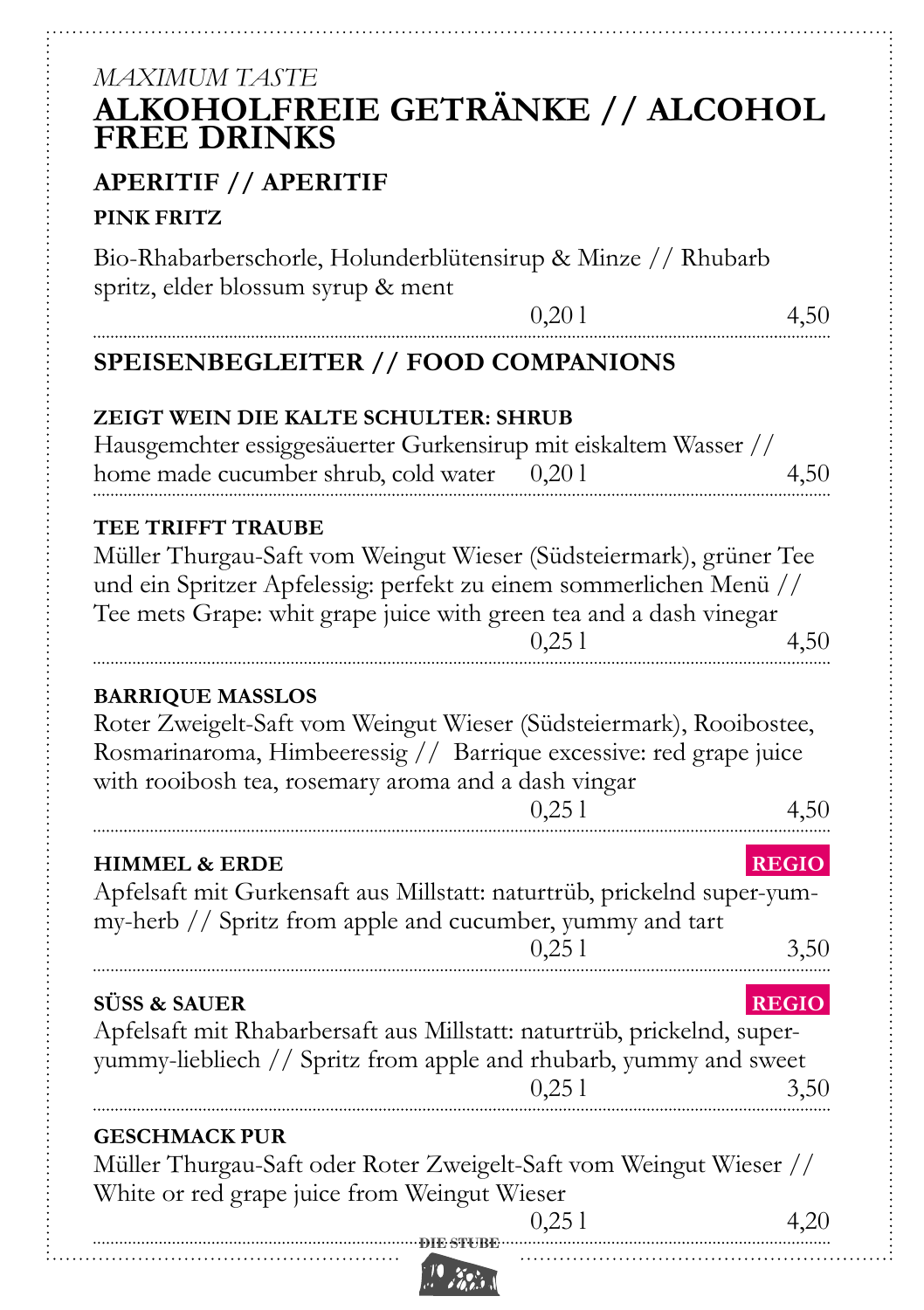*MAXIMUM TASTE*

# ALKOHOLFREIE GETRÄNKE // ALCOHOL FREE DRINKS

## APERITIF // APERITIF

**PINK FRITZ**

Bio-Rhabarberschorle, Holunderblütensirup & Minze // Rhubarb spritz, elder blossum syrup & ment

0,20 l 4,50

## SPEISENBEGLEITER // FOOD COMPANIONS

**ZEIGT WEIN DIE KALTE SCHULTER: SHRUB**

Hausgemchter essiggesäuerter Gurkensirup mit eiskaltem Wasser // home made cucumber shrub, cold water 0,20 l 4,50

**TEE TRIFFT TRAUBE**

Müller Thurgau-Saft vom Weingut Wieser (Südsteiermark), grüner Tee und ein Spritzer Apfelessig: perfekt zu einem sommerlichen Menü // Tee mets Grape: whit grape juice with green tea and a dash vinegar

0,25 l 4,50

**BARRIQUE MASSLOS**

Roter Zweigelt-Saft vom Weingut Wieser (Südsteiermark), Rooibostee, Rosmarinaroma, Himbeeressig // Barrique excessive: red grape juice with rooibosh tea, rosemary aroma and a dash vingar

0,25 l 4,50

**HIMMEL & ERDE** REGIO

Apfelsaft mit Gurkensaft aus Millstatt: naturtrüb, prickelnd super-yummy-herb // Spritz from apple and cucumber, yummy and tart

0,25 l 3,50

**SÜSS & SAUER** REGIO

Apfelsaft mit Rhabarbersaft aus Millstatt: naturtrüb, prickelnd, super-yummy-liebliech // Spritz from apple and rhubarb, yummy and sweet

0,25 l 3,50

**GESCHMACK PUR**

Müller Thurgau-Saft oder Roter Zweigelt-Saft vom Weingut Wieser // White or red grape juice from Weingut Wieser

0,25 l 4,20

DIE STUBE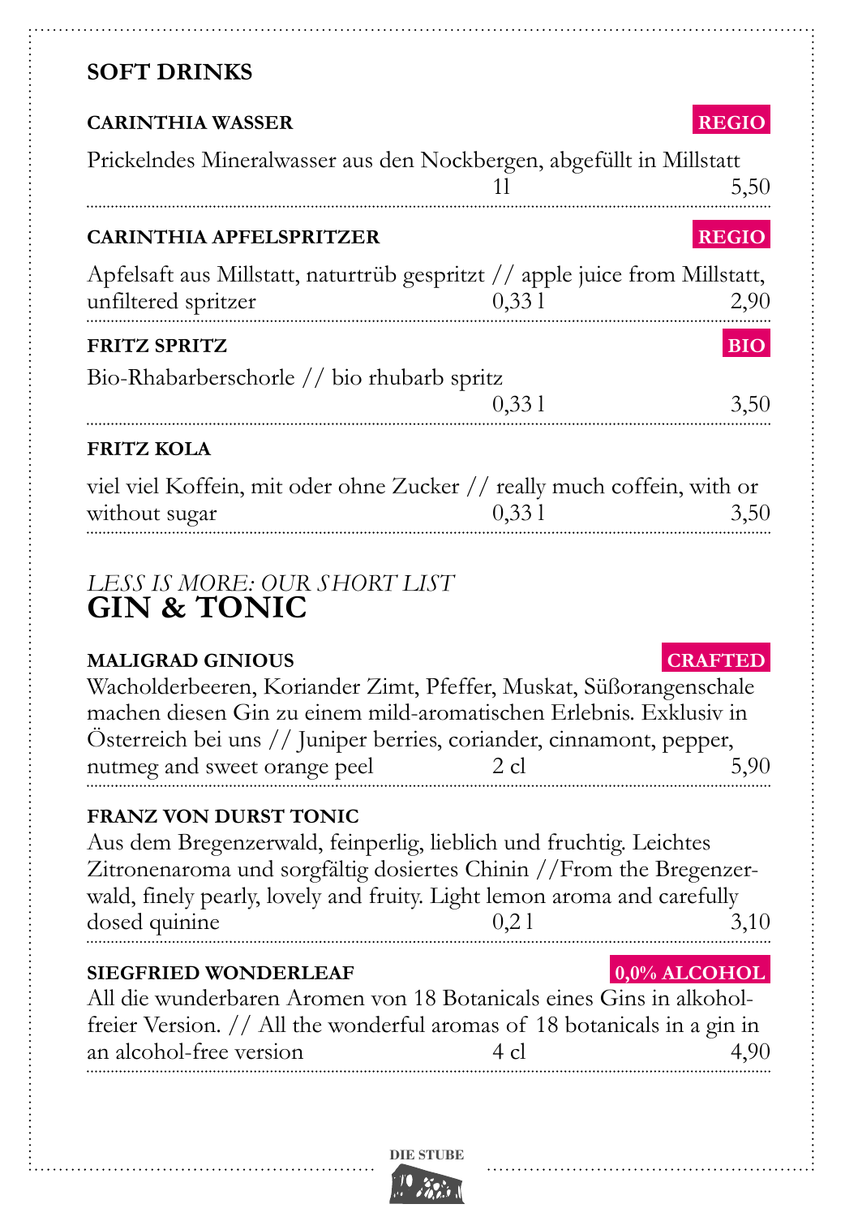## SOFT DRINKS

### CARINTHIA WASSER

**REGIO**

Prickelndes Mineralwasser aus den Nockbergen, abgefüllt in Millstatt
1l — 5,50

### CARINTHIA APFELSPRITZER

**REGIO**

Apfelsaft aus Millstatt, naturtrüb gespritzt // apple juice from Millstatt, unfiltered spritzer
0,33 l — 2,90

### FRITZ SPRITZ

**BIO**

Bio-Rhabarberschorle // bio rhubarb spritz
0,33 l — 3,50

### FRITZ KOLA

viel viel Koffein, mit oder ohne Zucker // really much coffein, with or without sugar
0,33 l — 3,50

*LESS IS MORE: OUR SHORT LIST*

## GIN & TONIC

### MALIGRAD GINIOUS

**CRAFTED**

Wacholderbeeren, Koriander Zimt, Pfeffer, Muskat, Süßorangenschale machen diesen Gin zu einem mild-aromatischen Erlebnis. Exklusiv in Österreich bei uns // Juniper berries, coriander, cinnamont, pepper, nutmeg and sweet orange peel
2 cl — 5,90

### FRANZ VON DURST TONIC

Aus dem Bregenzerwald, feinperlig, lieblich und fruchtig. Leichtes Zitronenaroma und sorgfältig dosiertes Chinin //From the Bregenzerwald, finely pearly, lovely and fruity. Light lemon aroma and carefully dosed quinine
0,2 l — 3,10

### SIEGFRIED WONDERLEAF

**0,0% ALCOHOL**

All die wunderbaren Aromen von 18 Botanicals eines Gins in alkoholfreier Version. // All the wonderful aromas of 18 botanicals in a gin in an alcohol-free version
4 cl — 4,90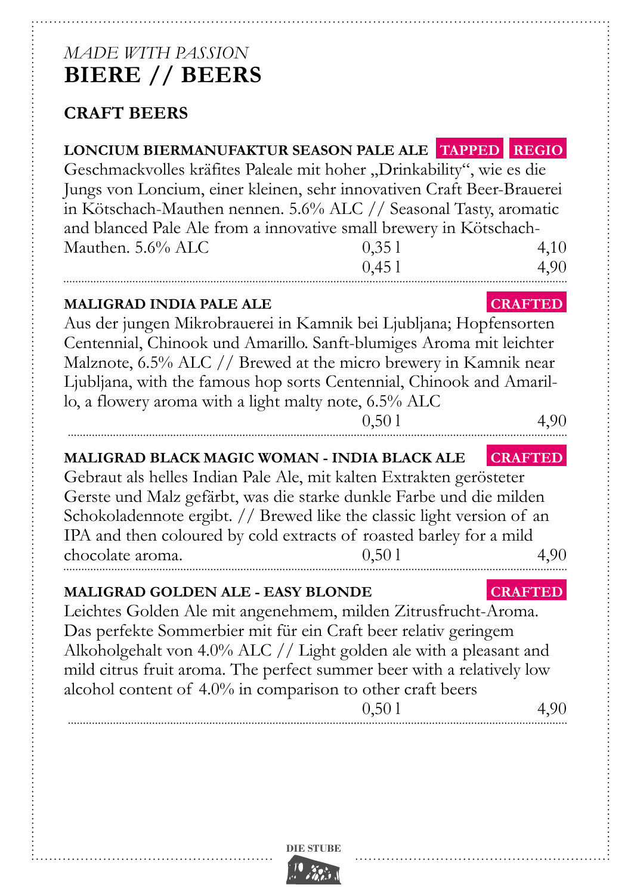*MADE WITH PASSION*
# BIERE // BEERS

## CRAFT BEERS

**LONCIUM BIERMANUFAKTUR SEASON PALE ALE** **TAPPED** **REGIO**

Geschmackvolles kräfites Paleale mit hoher „Drinkability", wie es die Jungs von Loncium, einer kleinen, sehr innovativen Craft Beer-Brauerei in Kötschach-Mauthen nennen. 5.6% ALC // Seasonal Tasty, aromatic and blanced Pale Ale from a innovative small brewery in Kötschach-Mauthen. 5.6% ALC

| | |
|---|---|
| 0,35 l | 4,10 |
| 0,45 l | 4,90 |

**MALIGRAD INDIA PALE ALE** **CRAFTED**

Aus der jungen Mikrobrauerei in Kamnik bei Ljubljana; Hopfensorten Centennial, Chinook und Amarillo. Sanft-blumiges Aroma mit leichter Malznote, 6.5% ALC // Brewed at the micro brewery in Kamnik near Ljubljana, with the famous hop sorts Centennial, Chinook and Amarillo, a flowery aroma with a light malty note, 6.5% ALC

| | |
|---|---|
| 0,50 l | 4,90 |

**MALIGRAD BLACK MAGIC WOMAN - INDIA BLACK ALE** **CRAFTED**

Gebraut als helles Indian Pale Ale, mit kalten Extrakten gerösteter Gerste und Malz gefärbt, was die starke dunkle Farbe und die milden Schokoladennote ergibt. // Brewed like the classic light version of an IPA and then coloured by cold extracts of roasted barley for a mild chocolate aroma.

| | |
|---|---|
| 0,50 l | 4,90 |

**MALIGRAD GOLDEN ALE - EASY BLONDE** **CRAFTED**

Leichtes Golden Ale mit angenehmem, milden Zitrusfrucht-Aroma. Das perfekte Sommerbier mit für ein Craft beer relativ geringem Alkoholgehalt von 4.0% ALC // Light golden ale with a pleasant and mild citrus fruit aroma. The perfect summer beer with a relatively low alcohol content of 4.0% in comparison to other craft beers

| | |
|---|---|
| 0,50 l | 4,90 |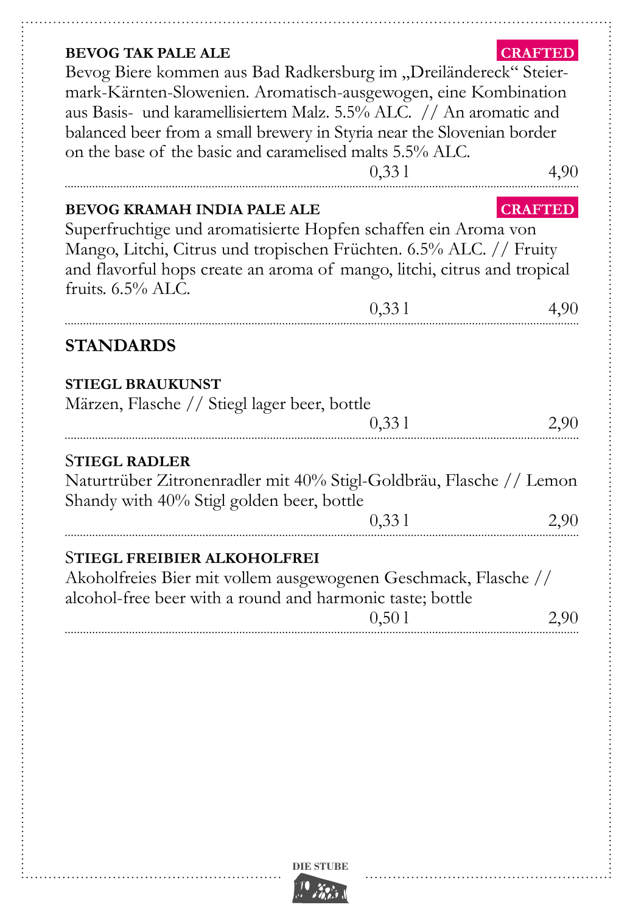**BEVOG TAK PALE ALE** **CRAFTED**

Bevog Biere kommen aus Bad Radkersburg im „Dreiländereck" Steiermark-Kärnten-Slowenien. Aromatisch-ausgewogen, eine Kombination aus Basis- und karamellisiertem Malz. 5.5% ALC. // An aromatic and balanced beer from a small brewery in Styria near the Slovenian border on the base of the basic and caramelised malts 5.5% ALC.

0,33 l — 4,90

---

**BEVOG KRAMAH INDIA PALE ALE** **CRAFTED**

Superfruchtige und aromatisierte Hopfen schaffen ein Aroma von Mango, Litchi, Citrus und tropischen Früchten. 6.5% ALC. // Fruity and flavorful hops create an aroma of mango, litchi, citrus and tropical fruits. 6.5% ALC.

0,33 l — 4,90

---

## STANDARDS

**STIEGL BRAUKUNST**

Märzen, Flasche // Stiegl lager beer, bottle

0,33 l — 2,90

---

**STIEGL RADLER**

Naturtrüber Zitronenradler mit 40% Stigl-Goldbräu, Flasche // Lemon Shandy with 40% Stigl golden beer, bottle

0,33 l — 2,90

---

**STIEGL FREIBIER ALKOHOLFREI**

Akoholfreies Bier mit vollem ausgewogenen Geschmack, Flasche // alcohol-free beer with a round and harmonic taste; bottle

0,50 l — 2,90

---

DIE STUBE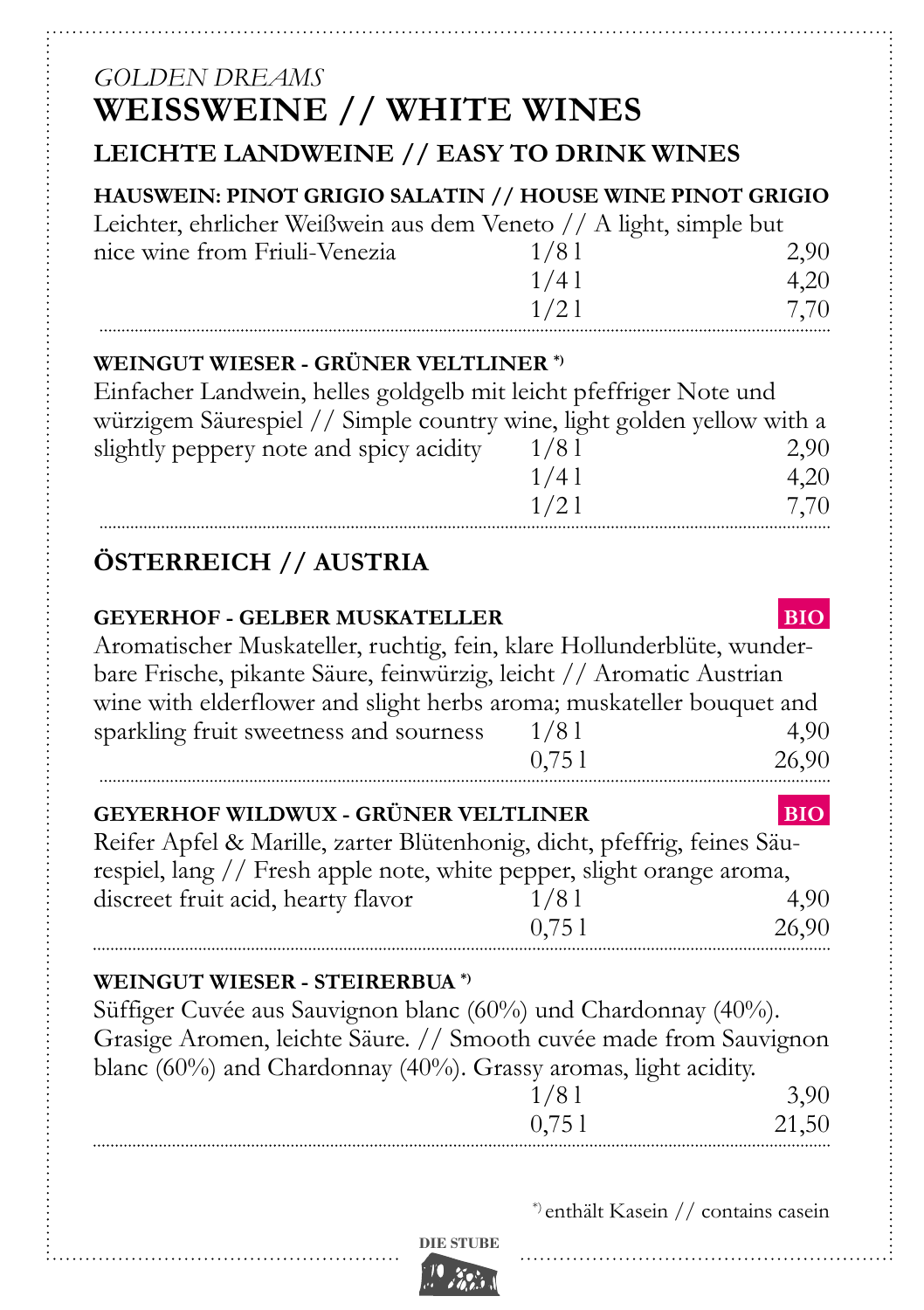*GOLDEN DREAMS*

# WEISSWEINE // WHITE WINES

## LEICHTE LANDWEINE // EASY TO DRINK WINES

**HAUSWEIN: PINOT GRIGIO SALATIN // HOUSE WINE PINOT GRIGIO**

Leichter, ehrlicher Weißwein aus dem Veneto // A light, simple but nice wine from Friuli-Venezia

| | |
|---|---|
| 1/8 l | 2,90 |
| 1/4 l | 4,20 |
| 1/2 l | 7,70 |

**WEINGUT WIESER - GRÜNER VELTLINER *)**

Einfacher Landwein, helles goldgelb mit leicht pfeffriger Note und würzigem Säurespiel // Simple country wine, light golden yellow with a slightly peppery note and spicy acidity

| | |
|---|---|
| 1/8 l | 2,90 |
| 1/4 l | 4,20 |
| 1/2 l | 7,70 |

## ÖSTERREICH // AUSTRIA

**GEYERHOF - GELBER MUSKATELLER** BIO

Aromatischer Muskateller, ruchtig, fein, klare Hollunderblüte, wunderbare Frische, pikante Säure, feinwürzig, leicht // Aromatic Austrian wine with elderflower and slight herbs aroma; muskateller bouquet and sparkling fruit sweetness and sourness

| | |
|---|---|
| 1/8 l | 4,90 |
| 0,75 l | 26,90 |

**GEYERHOF WILDWUX - GRÜNER VELTLINER** BIO

Reifer Apfel & Marille, zarter Blütenhonig, dicht, pfeffrig, feines Säurespiel, lang // Fresh apple note, white pepper, slight orange aroma, discreet fruit acid, hearty flavor

| | |
|---|---|
| 1/8 l | 4,90 |
| 0,75 l | 26,90 |

**WEINGUT WIESER - STEIRERBUA *)**

Süffiger Cuvée aus Sauvignon blanc (60%) und Chardonnay (40%). Grasige Aromen, leichte Säure. // Smooth cuvée made from Sauvignon blanc (60%) and Chardonnay (40%). Grassy aromas, light acidity.

| | |
|---|---|
| 1/8 l | 3,90 |
| 0,75 l | 21,50 |

*) enthält Kasein // contains casein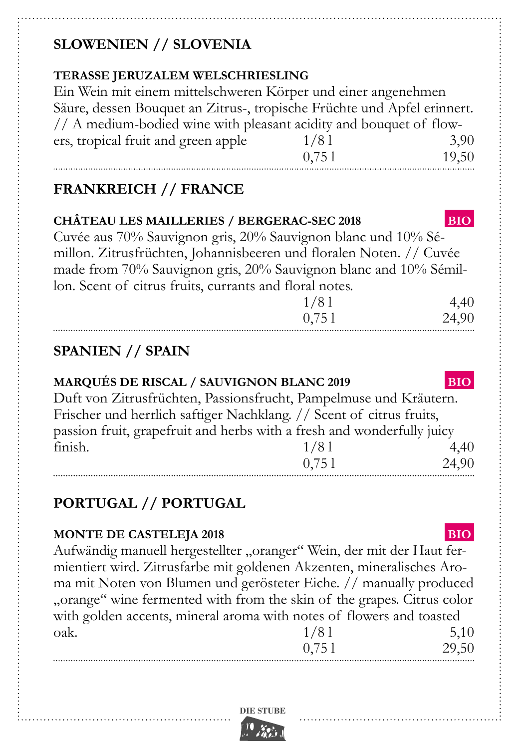## SLOWENIEN // SLOVENIA

### TERASSE JERUZALEM WELSCHRIESLING

Ein Wein mit einem mittelschweren Körper und einer angenehmen Säure, dessen Bouquet an Zitrus-, tropische Früchte und Apfel erinnert. // A medium-bodied wine with pleasant acidity and bouquet of flowers, tropical fruit and green apple

| | |
|---|---|
| 1/8 l | 3,90 |
| 0,75 l | 19,50 |

## FRANKREICH // FRANCE

### CHÂTEAU LES MAILLERIES / BERGERAC-SEC 2018 **BIO**

Cuvée aus 70% Sauvignon gris, 20% Sauvignon blanc und 10% Sémillon. Zitrusfrüchten, Johannisbeeren und floralen Noten. // Cuvée made from 70% Sauvignon gris, 20% Sauvignon blanc and 10% Sémillon. Scent of citrus fruits, currants and floral notes.

| | |
|---|---|
| 1/8 l | 4,40 |
| 0,75 l | 24,90 |

## SPANIEN // SPAIN

### MARQUÉS DE RISCAL / SAUVIGNON BLANC 2019 **BIO**

Duft von Zitrusfrüchten, Passionsfrucht, Pampelmuse und Kräutern. Frischer und herrlich saftiger Nachklang. // Scent of citrus fruits, passion fruit, grapefruit and herbs with a fresh and wonderfully juicy finish.

| | |
|---|---|
| 1/8 l | 4,40 |
| 0,75 l | 24,90 |

## PORTUGAL // PORTUGAL

### MONTE DE CASTELEJA 2018 **BIO**

Aufwändig manuell hergestellter „oranger" Wein, der mit der Haut fermientiert wird. Zitrusfarbe mit goldenen Akzenten, mineralisches Aroma mit Noten von Blumen und gerösteter Eiche. // manually produced „orange" wine fermented with from the skin of the grapes. Citrus color with golden accents, mineral aroma with notes of flowers and toasted oak.

| | |
|---|---|
| 1/8 l | 5,10 |
| 0,75 l | 29,50 |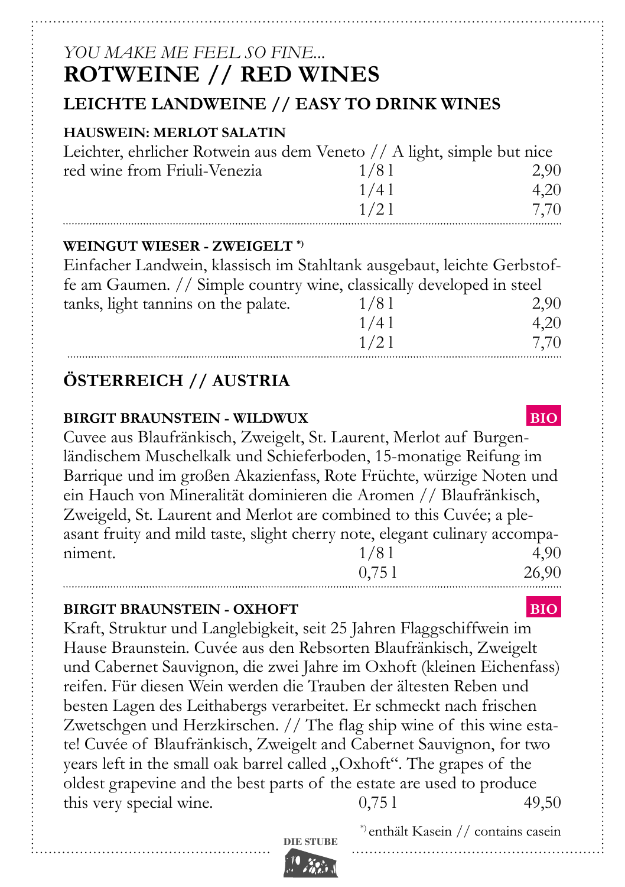*YOU MAKE ME FEEL SO FINE...*

# ROTWEINE // RED WINES

## LEICHTE LANDWEINE // EASY TO DRINK WINES

**HAUSWEIN: MERLOT SALATIN**

Leichter, ehrlicher Rotwein aus dem Veneto // A light, simple but nice red wine from Friuli-Venezia

| | |
|---|---|
| 1/8 l | 2,90 |
| 1/4 l | 4,20 |
| 1/2 l | 7,70 |

**WEINGUT WIESER - ZWEIGELT [*)]**

Einfacher Landwein, klassisch im Stahltank ausgebaut, leichte Gerbstoffe am Gaumen. // Simple country wine, classically developed in steel tanks, light tannins on the palate.

| | |
|---|---|
| 1/8 l | 2,90 |
| 1/4 l | 4,20 |
| 1/2 l | 7,70 |

## ÖSTERREICH // AUSTRIA

**BIRGIT BRAUNSTEIN - WILDWUX** **BIO**

Cuvee aus Blaufränkisch, Zweigelt, St. Laurent, Merlot auf Burgenländischem Muschelkalk und Schieferboden, 15-monatige Reifung im Barrique und im großen Akazienfass, Rote Früchte, würzige Noten und ein Hauch von Mineralität dominieren die Aromen // Blaufränkisch, Zweigeld, St. Laurent and Merlot are combined to this Cuvée; a pleasant fruity and mild taste, slight cherry note, elegant culinary accompaniment.

| | |
|---|---|
| 1/8 l | 4,90 |
| 0,75 l | 26,90 |

**BIRGIT BRAUNSTEIN - OXHOFT** **BIO**

Kraft, Struktur und Langlebigkeit, seit 25 Jahren Flaggschiffwein im Hause Braunstein. Cuvée aus den Rebsorten Blaufränkisch, Zweigelt und Cabernet Sauvignon, die zwei Jahre im Oxhoft (kleinen Eichenfass) reifen. Für diesen Wein werden die Trauben der ältesten Reben und besten Lagen des Leithabergs verarbeitet. Er schmeckt nach frischen Zwetschgen und Herzkirschen. // The flag ship wine of this wine estate! Cuvée of Blaufränkisch, Zweigelt and Cabernet Sauvignon, for two years left in the small oak barrel called „Oxhoft". The grapes of the oldest grapevine and the best parts of the estate are used to produce this very special wine.

| | |
|---|---|
| 0,75 l | 49,50 |

[*)] enthält Kasein // contains casein

DIE STUBE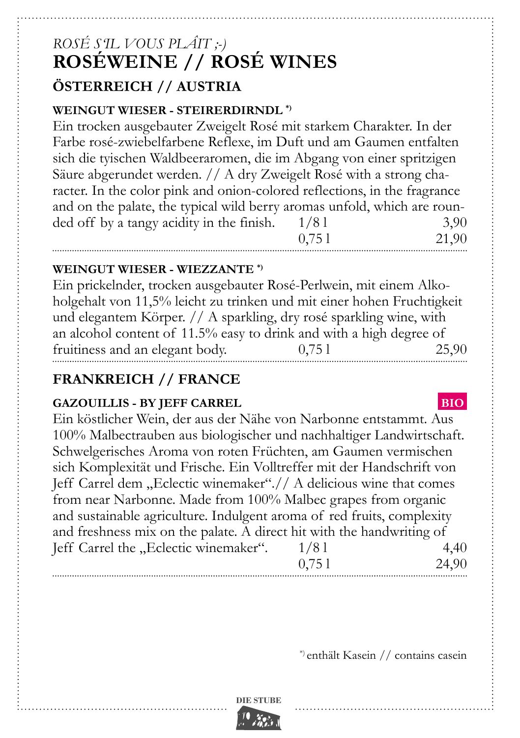*ROSÉ S'IL VOUS PLÂIT ;-)*

# ROSÉWEINE // ROSÉ WINES

## ÖSTERREICH // AUSTRIA

### WEINGUT WIESER - STEIRERDIRNDL *)

Ein trocken ausgebauter Zweigelt Rosé mit starkem Charakter. In der Farbe rosé-zwiebelfarbene Reflexe, im Duft und am Gaumen entfalten sich die tyischen Waldbeeraromen, die im Abgang von einer spritzigen Säure abgerundet werden. // A dry Zweigelt Rosé with a strong character. In the color pink and onion-colored reflections, in the fragrance and on the palate, the typical wild berry aromas unfold, which are rounded off by a tangy acidity in the finish.

| | |
|---|---|
| 1/8 l | 3,90 |
| 0,75 l | 21,90 |

### WEINGUT WIESER - WIEZZANTE *)

Ein prickelnder, trocken ausgebauter Rosé-Perlwein, mit einem Alkoholgehalt von 11,5% leicht zu trinken und mit einer hohen Fruchtigkeit und elegantem Körper. // A sparkling, dry rosé sparkling wine, with an alcohol content of 11.5% easy to drink and with a high degree of fruitiness and an elegant body.

| | |
|---|---|
| 0,75 l | 25,90 |

## FRANKREICH // FRANCE

### GAZOUILLIS - BY JEFF CARREL

**BIO**

Ein köstlicher Wein, der aus der Nähe von Narbonne entstammt. Aus 100% Malbectrauben aus biologischer und nachhaltiger Landwirtschaft. Schwelgerisches Aroma von roten Früchten, am Gaumen vermischen sich Komplexität und Frische. Ein Volltreffer mit der Handschrift von Jeff Carrel dem „Eclectic winemaker".// A delicious wine that comes from near Narbonne. Made from 100% Malbec grapes from organic and sustainable agriculture. Indulgent aroma of red fruits, complexity and freshness mix on the palate. A direct hit with the handwriting of Jeff Carrel the „Eclectic winemaker".

| | |
|---|---|
| 1/8 l | 4,40 |
| 0,75 l | 24,90 |

*) enthält Kasein // contains casein

DIE STUBE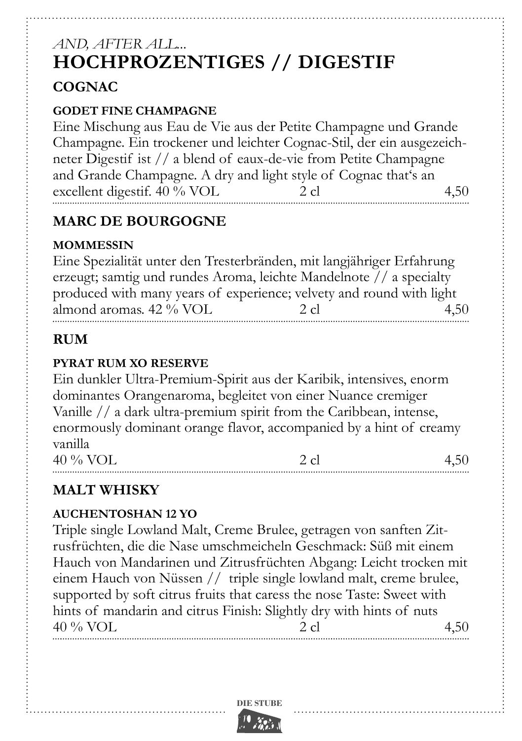*AND, AFTER ALL...*

# HOCHPROZENTIGES // DIGESTIF

## COGNAC

### GODET FINE CHAMPAGNE

Eine Mischung aus Eau de Vie aus der Petite Champagne und Grande Champagne. Ein trockener und leichter Cognac-Stil, der ein ausgezeichneter Digestif ist // a blend of eaux-de-vie from Petite Champagne and Grande Champagne. A dry and light style of Cognac that‘s an excellent digestif. 40 % VOL 2 cl 4,50

## MARC DE BOURGOGNE

### MOMMESSIN

Eine Spezialität unter den Tresterbränden, mit langjähriger Erfahrung erzeugt; samtig und rundes Aroma, leichte Mandelnote // a specialty produced with many years of experience; velvety and round with light almond aromas. 42 % VOL 2 cl 4,50

## RUM

### PYRAT RUM XO RESERVE

Ein dunkler Ultra-Premium-Spirit aus der Karibik, intensives, enorm dominantes Orangenaroma, begleitet von einer Nuance cremiger Vanille // a dark ultra-premium spirit from the Caribbean, intense, enormously dominant orange flavor, accompanied by a hint of creamy vanilla
40 % VOL 2 cl 4,50

## MALT WHISKY

### AUCHENTOSHAN 12 YO

Triple single Lowland Malt, Creme Brulee, getragen von sanften Zitrusfrüchten, die die Nase umschmeicheln Geschmack: Süß mit einem Hauch von Mandarinen und Zitrusfrüchten Abgang: Leicht trocken mit einem Hauch von Nüssen // triple single lowland malt, creme brulee, supported by soft citrus fruits that caress the nose Taste: Sweet with hints of mandarin and citrus Finish: Slightly dry with hints of nuts
40 % VOL 2 cl 4,50

DIE STUBE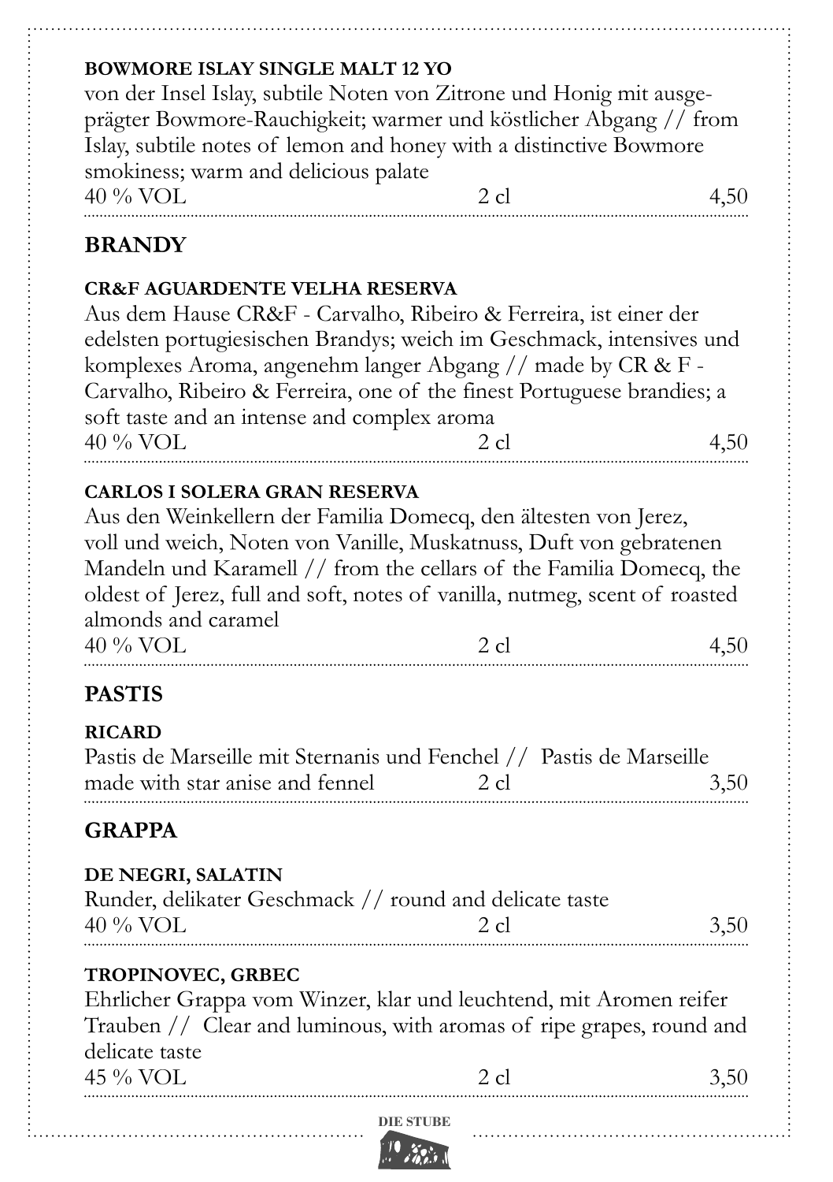#### BOWMORE ISLAY SINGLE MALT 12 YO

von der Insel Islay, subtile Noten von Zitrone und Honig mit ausgeprägter Bowmore-Rauchigkeit; warmer und köstlicher Abgang // from Islay, subtile notes of lemon and honey with a distinctive Bowmore smokiness; warm and delicious palate

40 % VOL | 2 cl | 4,50

## BRANDY

#### CR&F AGUARDENTE VELHA RESERVA

Aus dem Hause CR&F - Carvalho, Ribeiro & Ferreira, ist einer der edelsten portugiesischen Brandys; weich im Geschmack, intensives und komplexes Aroma, angenehm langer Abgang // made by CR & F - Carvalho, Ribeiro & Ferreira, one of the finest Portuguese brandies; a soft taste and an intense and complex aroma

40 % VOL | 2 cl | 4,50

#### CARLOS I SOLERA GRAN RESERVA

Aus den Weinkellern der Familia Domecq, den ältesten von Jerez, voll und weich, Noten von Vanille, Muskatnuss, Duft von gebratenen Mandeln und Karamell // from the cellars of the Familia Domecq, the oldest of Jerez, full and soft, notes of vanilla, nutmeg, scent of roasted almonds and caramel

40 % VOL | 2 cl | 4,50

## PASTIS

#### RICARD

Pastis de Marseille mit Sternanis und Fenchel // Pastis de Marseille made with star anise and fennel | 2 cl | 3,50

## GRAPPA

#### DE NEGRI, SALATIN

Runder, delikater Geschmack // round and delicate taste

40 % VOL | 2 cl | 3,50

#### TROPINOVEC, GRBEC

Ehrlicher Grappa vom Winzer, klar und leuchtend, mit Aromen reifer Trauben // Clear and luminous, with aromas of ripe grapes, round and delicate taste

45 % VOL | 2 cl | 3,50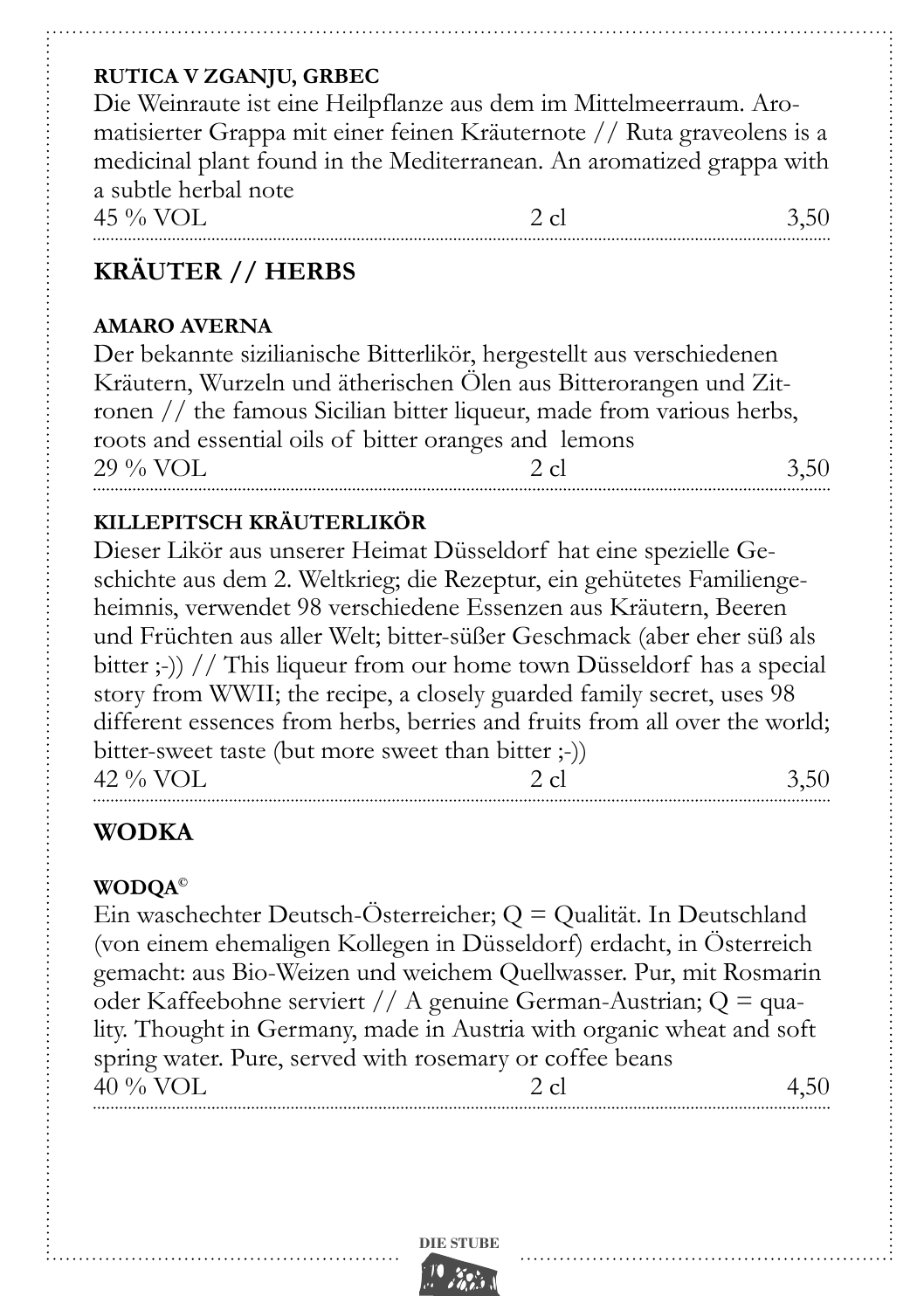#### RUTICA V ZGANJU, GRBEC

Die Weinraute ist eine Heilpflanze aus dem im Mittelmeerraum. Aromatisierter Grappa mit einer feinen Kräuternote // Ruta graveolens is a medicinal plant found in the Mediterranean. An aromatized grappa with a subtle herbal note

45 % VOL 2 cl 3,50

## KRÄUTER // HERBS

#### AMARO AVERNA

Der bekannte sizilianische Bitterlikör, hergestellt aus verschiedenen Kräutern, Wurzeln und ätherischen Ölen aus Bitterorangen und Zitronen // the famous Sicilian bitter liqueur, made from various herbs, roots and essential oils of bitter oranges and lemons

29 % VOL 2 cl 3,50

#### KILLEPITSCH KRÄUTERLIKÖR

Dieser Likör aus unserer Heimat Düsseldorf hat eine spezielle Geschichte aus dem 2. Weltkrieg; die Rezeptur, ein gehütetes Familiengeheimnis, verwendet 98 verschiedene Essenzen aus Kräutern, Beeren und Früchten aus aller Welt; bitter-süßer Geschmack (aber eher süß als bitter ;-)) // This liqueur from our home town Düsseldorf has a special story from WWII; the recipe, a closely guarded family secret, uses 98 different essences from herbs, berries and fruits from all over the world; bitter-sweet taste (but more sweet than bitter ;-))

42 % VOL 2 cl 3,50

## WODKA

#### WODQA©

Ein waschechter Deutsch-Österreicher; Q = Qualität. In Deutschland (von einem ehemaligen Kollegen in Düsseldorf) erdacht, in Österreich gemacht: aus Bio-Weizen und weichem Quellwasser. Pur, mit Rosmarin oder Kaffeebohne serviert // A genuine German-Austrian; Q = quality. Thought in Germany, made in Austria with organic wheat and soft spring water. Pure, served with rosemary or coffee beans

40 % VOL 2 cl 4,50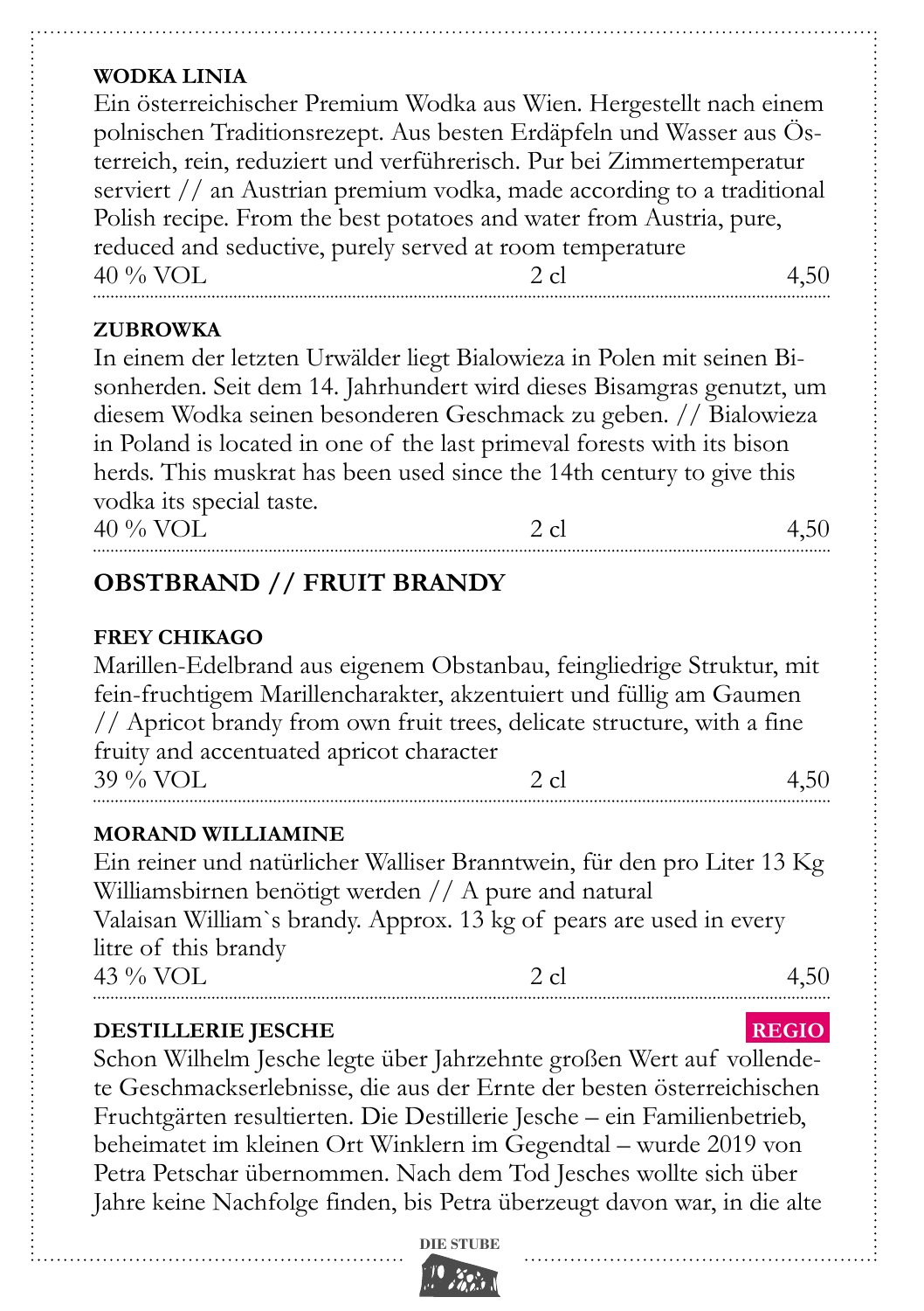**WODKA LINIA**

Ein österreichischer Premium Wodka aus Wien. Hergestellt nach einem polnischen Traditionsrezept. Aus besten Erdäpfeln und Wasser aus Österreich, rein, reduziert und verführerisch. Pur bei Zimmertemperatur serviert // an Austrian premium vodka, made according to a traditional Polish recipe. From the best potatoes and water from Austria, pure, reduced and seductive, purely served at room temperature

40 % VOL | 2 cl | 4,50

**ZUBROWKA**

In einem der letzten Urwälder liegt Bialowieza in Polen mit seinen Bisonherden. Seit dem 14. Jahrhundert wird dieses Bisamgras genutzt, um diesem Wodka seinen besonderen Geschmack zu geben. // Bialowieza in Poland is located in one of the last primeval forests with its bison herds. This muskrat has been used since the 14th century to give this vodka its special taste.

40 % VOL | 2 cl | 4,50

## OBSTBRAND // FRUIT BRANDY

**FREY CHIKAGO**

Marillen-Edelbrand aus eigenem Obstanbau, feingliedrige Struktur, mit fein-fruchtigem Marillencharakter, akzentuiert und füllig am Gaumen // Apricot brandy from own fruit trees, delicate structure, with a fine fruity and accentuated apricot character

39 % VOL | 2 cl | 4,50

**MORAND WILLIAMINE**

Ein reiner und natürlicher Walliser Branntwein, für den pro Liter 13 Kg Williamsbirnen benötigt werden // A pure and natural Valaisan William`s brandy. Approx. 13 kg of pears are used in every litre of this brandy

43 % VOL | 2 cl | 4,50

**DESTILLERIE JESCHE** REGIO

Schon Wilhelm Jesche legte über Jahrzehnte großen Wert auf vollendete Geschmackserlebnisse, die aus der Ernte der besten österreichischen Fruchtgärten resultierten. Die Destillerie Jesche – ein Familienbetrieb, beheimatet im kleinen Ort Winklern im Gegendtal – wurde 2019 von Petra Petschar übernommen. Nach dem Tod Jesches wollte sich über Jahre keine Nachfolge finden, bis Petra überzeugt davon war, in die alte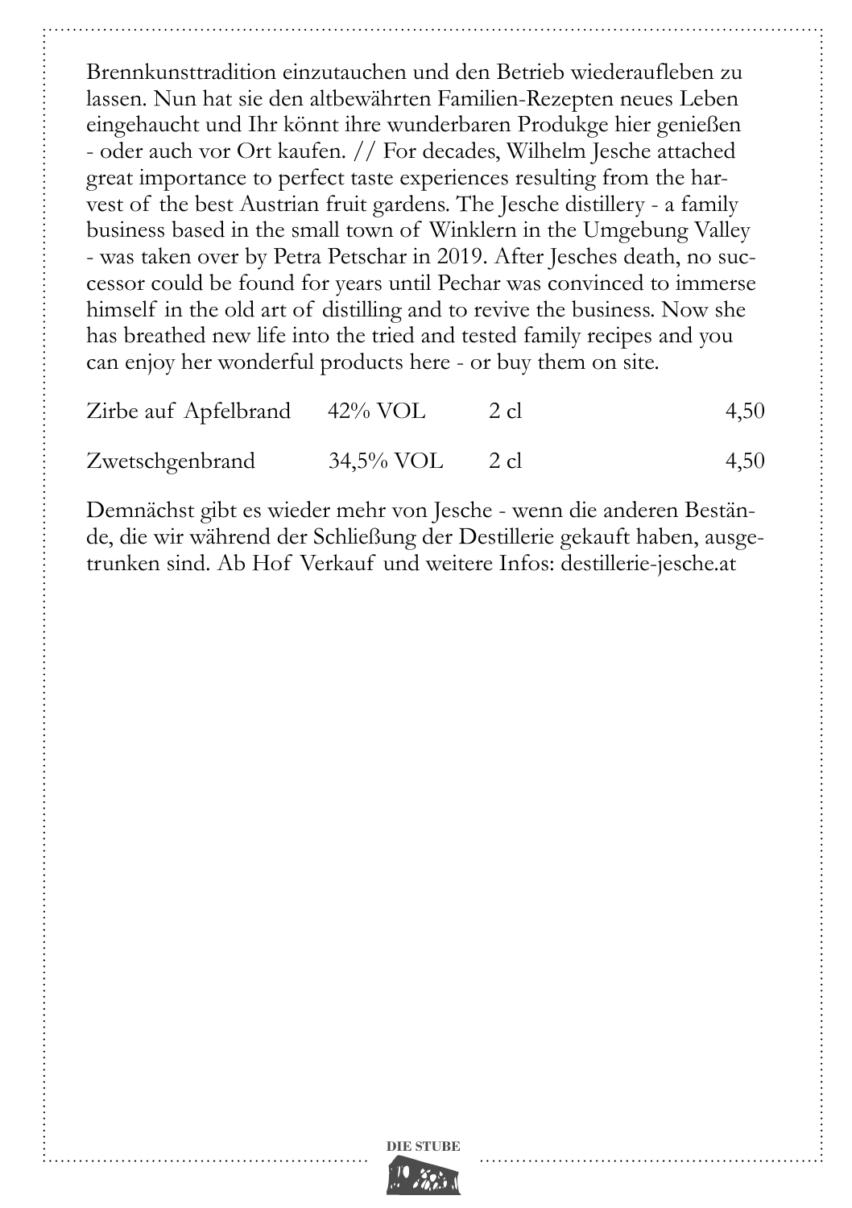Brennkunsttradition einzutauchen und den Betrieb wiederaufleben zu lassen. Nun hat sie den altbewährten Familien-Rezepten neues Leben eingehaucht und Ihr könnt ihre wunderbaren Produkge hier genießen - oder auch vor Ort kaufen. // For decades, Wilhelm Jesche attached great importance to perfect taste experiences resulting from the harvest of the best Austrian fruit gardens. The Jesche distillery - a family business based in the small town of Winklern in the Umgebung Valley - was taken over by Petra Petschar in 2019. After Jesches death, no successor could be found for years until Pechar was convinced to immerse himself in the old art of distilling and to revive the business. Now she has breathed new life into the tried and tested family recipes and you can enjoy her wonderful products here - or buy them on site.

| | | | |
|---|---|---|---|
| Zirbe auf Apfelbrand | 42% VOL | 2 cl | 4,50 |
| Zwetschgenbrand | 34,5% VOL | 2 cl | 4,50 |

Demnächst gibt es wieder mehr von Jesche - wenn die anderen Bestände, die wir während der Schließung der Destillerie gekauft haben, ausgetrunken sind. Ab Hof Verkauf und weitere Infos: destillerie-jesche.at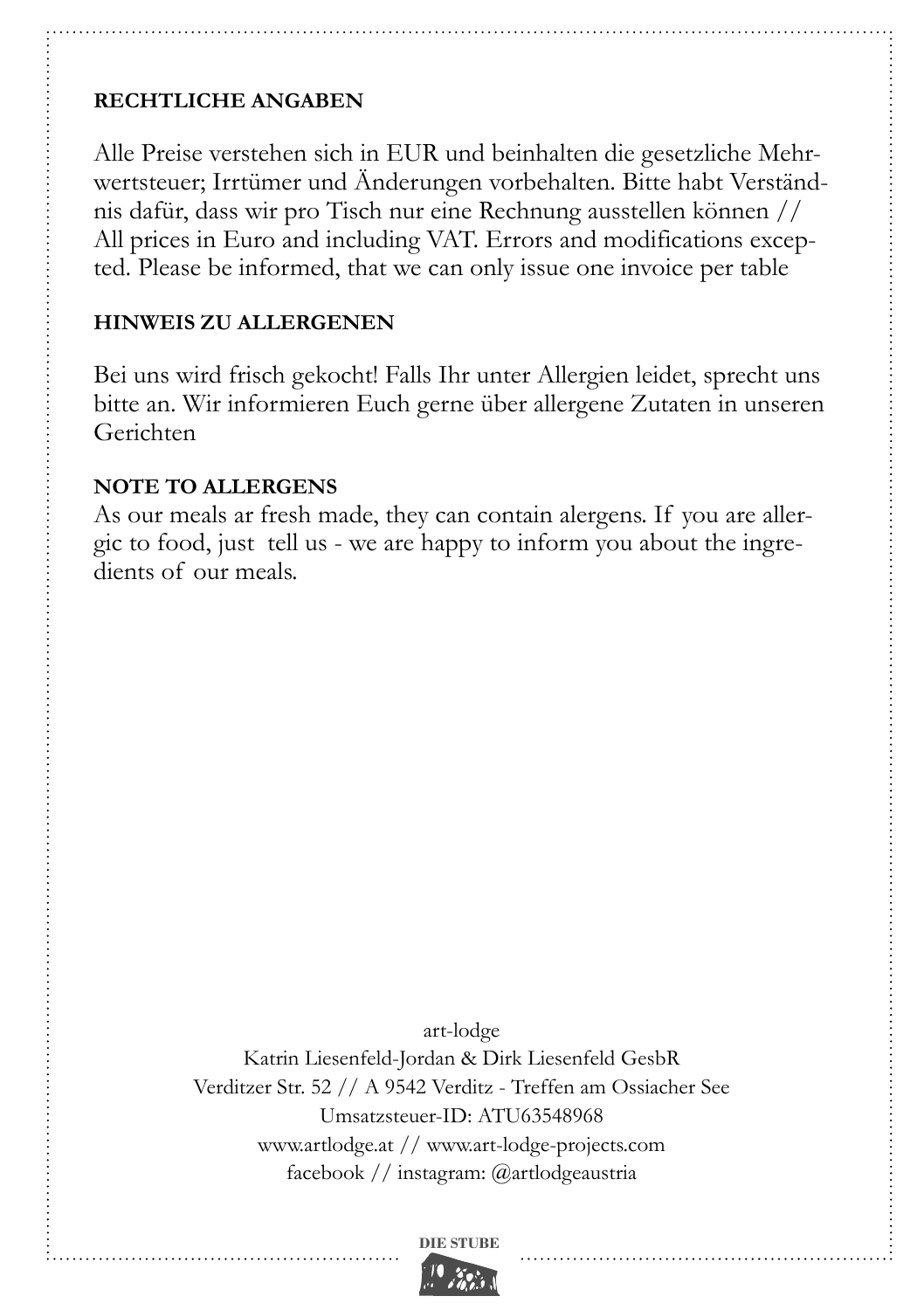**RECHTLICHE ANGABEN**

Alle Preise verstehen sich in EUR und beinhalten die gesetzliche Mehrwertsteuer; Irrtümer und Änderungen vorbehalten. Bitte habt Verständnis dafür, dass wir pro Tisch nur eine Rechnung ausstellen können // All prices in Euro and including VAT. Errors and modifications excepted. Please be informed, that we can only issue one invoice per table

**HINWEIS ZU ALLERGENEN**

Bei uns wird frisch gekocht! Falls Ihr unter Allergien leidet, sprecht uns bitte an. Wir informieren Euch gerne über allergene Zutaten in unseren Gerichten

**NOTE TO ALLERGENS**

As our meals ar fresh made, they can contain alergens. If you are allergic to food, just tell us - we are happy to inform you about the ingredients of our meals.

art-lodge
Katrin Liesenfeld-Jordan & Dirk Liesenfeld GesbR
Verditzer Str. 52 // A 9542 Verditz - Treffen am Ossiacher See
Umsatzsteuer-ID: ATU63548968
www.artlodge.at // www.art-lodge-projects.com
facebook // instagram: @artlodgeaustria

DIE STUBE